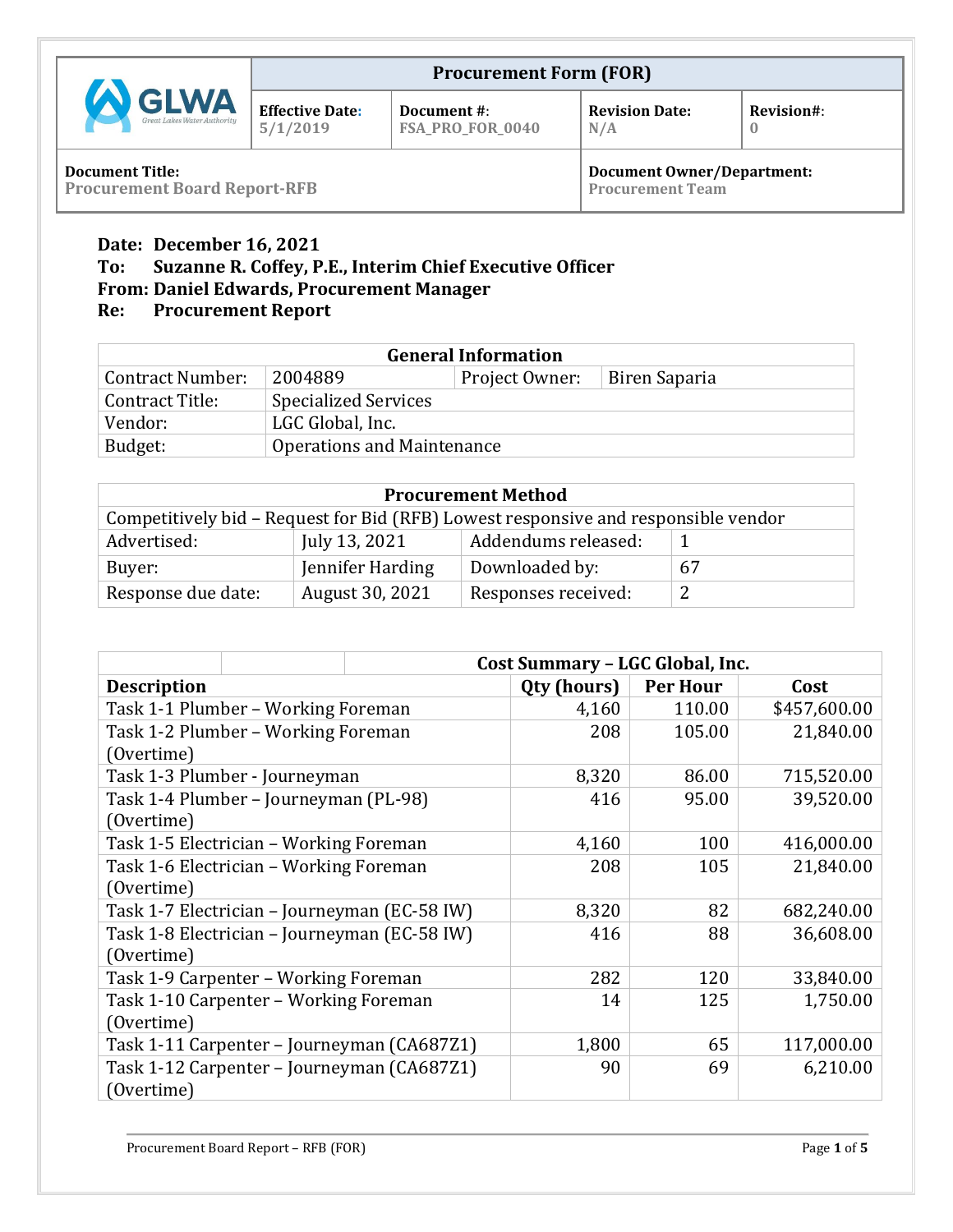| GLWA Great Lakes Water Authority | Procurement Form (FOR) | | | |
|---|---|---|---|---|
| | **Effective Date:** 5/1/2019 | **Document #:** FSA_PRO_FOR_0040 | **Revision Date:** N/A | **Revision#:** 0 |
| **Document Title:** Procurement Board Report-RFB | | | **Document Owner/Department:** Procurement Team | |

**Date:** December 16, 2021
**To:** Suzanne R. Coffey, P.E., Interim Chief Executive Officer
**From:** Daniel Edwards, Procurement Manager
**Re:** Procurement Report

| General Information | | | |
|---|---|---|---|
| Contract Number: | 2004889 | Project Owner: | Biren Saparia |
| Contract Title: | Specialized Services | | |
| Vendor: | LGC Global, Inc. | | |
| Budget: | Operations and Maintenance | | |

| Procurement Method | | | |
|---|---|---|---|
| Competitively bid – Request for Bid (RFB) Lowest responsive and responsible vendor | | | |
| Advertised: | July 13, 2021 | Addendums released: | 1 |
| Buyer: | Jennifer Harding | Downloaded by: | 67 |
| Response due date: | August 30, 2021 | Responses received: | 2 |

| Cost Summary – LGC Global, Inc. | | | |
|---|---|---|---|
| **Description** | **Qty (hours)** | **Per Hour** | **Cost** |
| Task 1-1 Plumber – Working Foreman | 4,160 | 110.00 | $457,600.00 |
| Task 1-2 Plumber – Working Foreman (Overtime) | 208 | 105.00 | 21,840.00 |
| Task 1-3 Plumber - Journeyman | 8,320 | 86.00 | 715,520.00 |
| Task 1-4 Plumber – Journeyman (PL-98) (Overtime) | 416 | 95.00 | 39,520.00 |
| Task 1-5 Electrician – Working Foreman | 4,160 | 100 | 416,000.00 |
| Task 1-6 Electrician – Working Foreman (Overtime) | 208 | 105 | 21,840.00 |
| Task 1-7 Electrician – Journeyman (EC-58 IW) | 8,320 | 82 | 682,240.00 |
| Task 1-8 Electrician – Journeyman (EC-58 IW) (Overtime) | 416 | 88 | 36,608.00 |
| Task 1-9 Carpenter – Working Foreman | 282 | 120 | 33,840.00 |
| Task 1-10 Carpenter – Working Foreman (Overtime) | 14 | 125 | 1,750.00 |
| Task 1-11 Carpenter – Journeyman (CA687Z1) | 1,800 | 65 | 117,000.00 |
| Task 1-12 Carpenter – Journeyman (CA687Z1) (Overtime) | 90 | 69 | 6,210.00 |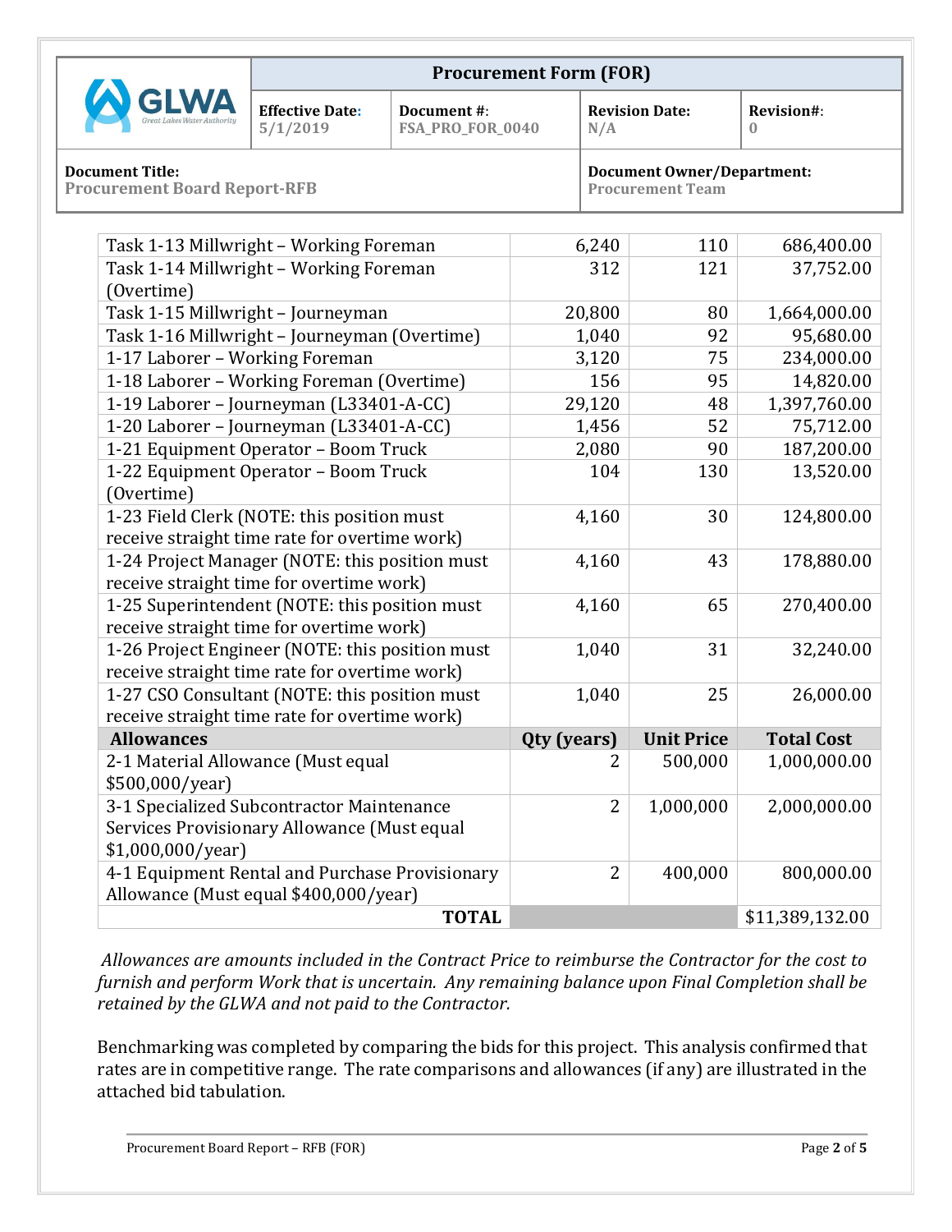| | | | |
|---|---|---|---|
| Task 1-13 Millwright – Working Foreman | 6,240 | 110 | 686,400.00 |
| Task 1-14 Millwright – Working Foreman (Overtime) | 312 | 121 | 37,752.00 |
| Task 1-15 Millwright – Journeyman | 20,800 | 80 | 1,664,000.00 |
| Task 1-16 Millwright – Journeyman (Overtime) | 1,040 | 92 | 95,680.00 |
| 1-17 Laborer – Working Foreman | 3,120 | 75 | 234,000.00 |
| 1-18 Laborer – Working Foreman (Overtime) | 156 | 95 | 14,820.00 |
| 1-19 Laborer – Journeyman (L33401-A-CC) | 29,120 | 48 | 1,397,760.00 |
| 1-20 Laborer – Journeyman (L33401-A-CC) | 1,456 | 52 | 75,712.00 |
| 1-21 Equipment Operator – Boom Truck | 2,080 | 90 | 187,200.00 |
| 1-22 Equipment Operator – Boom Truck (Overtime) | 104 | 130 | 13,520.00 |
| 1-23 Field Clerk (NOTE: this position must receive straight time rate for overtime work) | 4,160 | 30 | 124,800.00 |
| 1-24 Project Manager (NOTE: this position must receive straight time for overtime work) | 4,160 | 43 | 178,880.00 |
| 1-25 Superintendent (NOTE: this position must receive straight time for overtime work) | 4,160 | 65 | 270,400.00 |
| 1-26 Project Engineer (NOTE: this position must receive straight time rate for overtime work) | 1,040 | 31 | 32,240.00 |
| 1-27 CSO Consultant (NOTE: this position must receive straight time rate for overtime work) | 1,040 | 25 | 26,000.00 |
| **Allowances** | **Qty (years)** | **Unit Price** | **Total Cost** |
| 2-1 Material Allowance (Must equal $500,000/year) | 2 | 500,000 | 1,000,000.00 |
| 3-1 Specialized Subcontractor Maintenance Services Provisionary Allowance (Must equal $1,000,000/year) | 2 | 1,000,000 | 2,000,000.00 |
| 4-1 Equipment Rental and Purchase Provisionary Allowance (Must equal $400,000/year) | 2 | 400,000 | 800,000.00 |
| **TOTAL** | | | $11,389,132.00 |

*Allowances are amounts included in the Contract Price to reimburse the Contractor for the cost to furnish and perform Work that is uncertain. Any remaining balance upon Final Completion shall be retained by the GLWA and not paid to the Contractor.*

Benchmarking was completed by comparing the bids for this project. This analysis confirmed that rates are in competitive range. The rate comparisons and allowances (if any) are illustrated in the attached bid tabulation.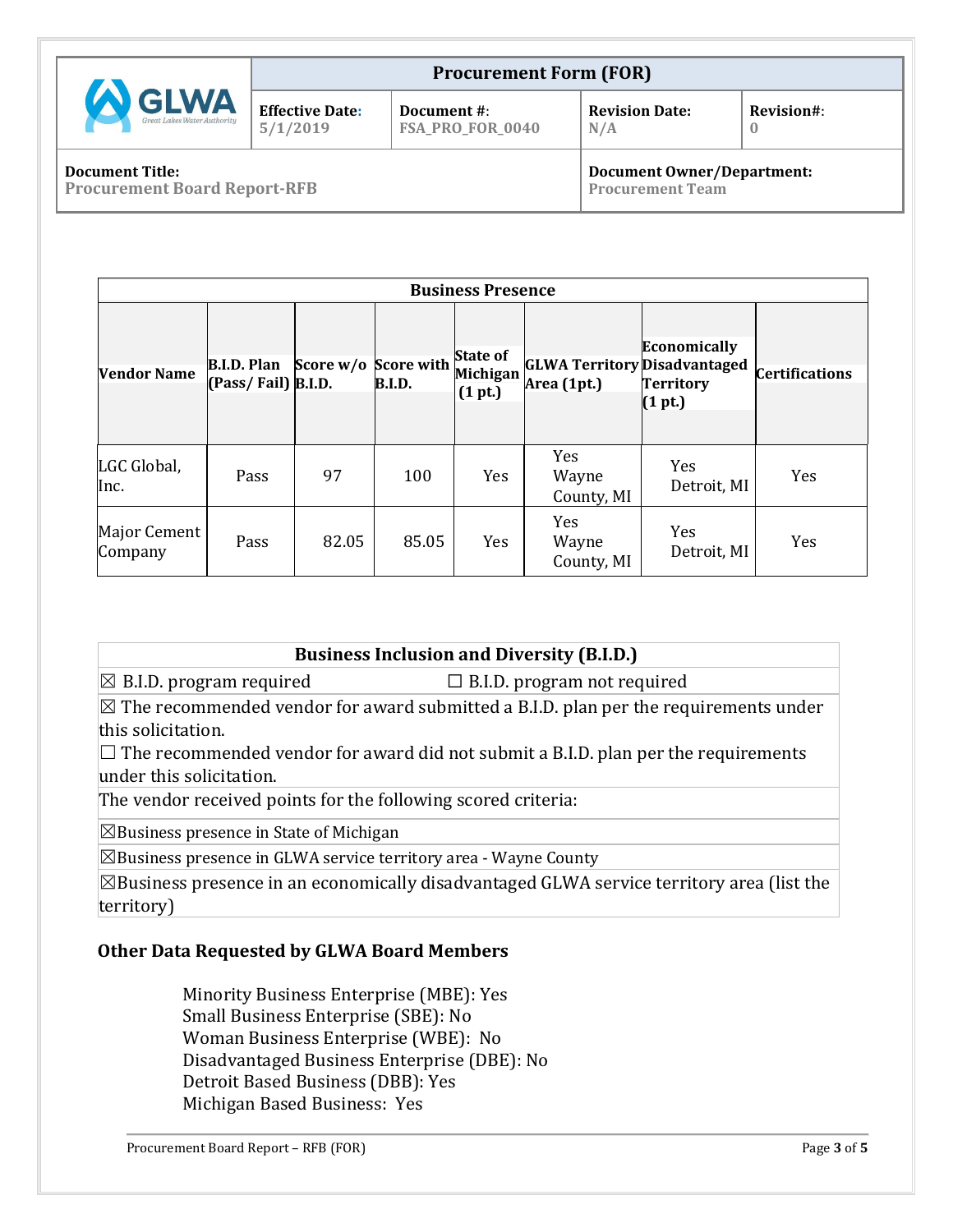| GLWA | Procurement Form (FOR) | | | |
|---|---|---|---|---|
| | **Effective Date:** 5/1/2019 | **Document #:** FSA_PRO_FOR_0040 | **Revision Date:** N/A | **Revision#:** 0 |
| **Document Title:** Procurement Board Report-RFB | | | **Document Owner/Department:** Procurement Team | |

**Business Presence**

| Vendor Name | B.I.D. Plan (Pass/ Fail) | Score w/o B.I.D. | Score with B.I.D. | State of Michigan (1 pt.) | GLWA Territory Area (1pt.) | Economically Disadvantaged Territory (1 pt.) | Certifications |
|---|---|---|---|---|---|---|---|
| LGC Global, Inc. | Pass | 97 | 100 | Yes | Yes Wayne County, MI | Yes Detroit, MI | Yes |
| Major Cement Company | Pass | 82.05 | 85.05 | Yes | Yes Wayne County, MI | Yes Detroit, MI | Yes |

| Business Inclusion and Diversity (B.I.D.) | |
|---|---|
| ☒ B.I.D. program required | ☐ B.I.D. program not required |
| ☒ The recommended vendor for award submitted a B.I.D. plan per the requirements under this solicitation.<br>☐ The recommended vendor for award did not submit a B.I.D. plan per the requirements under this solicitation. | |
| The vendor received points for the following scored criteria: | |
| ☒Business presence in State of Michigan | |
| ☒Business presence in GLWA service territory area - Wayne County | |
| ☒Business presence in an economically disadvantaged GLWA service territory area (list the territory) | |

### Other Data Requested by GLWA Board Members

Minority Business Enterprise (MBE): Yes
Small Business Enterprise (SBE): No
Woman Business Enterprise (WBE): No
Disadvantaged Business Enterprise (DBE): No
Detroit Based Business (DBB): Yes
Michigan Based Business: Yes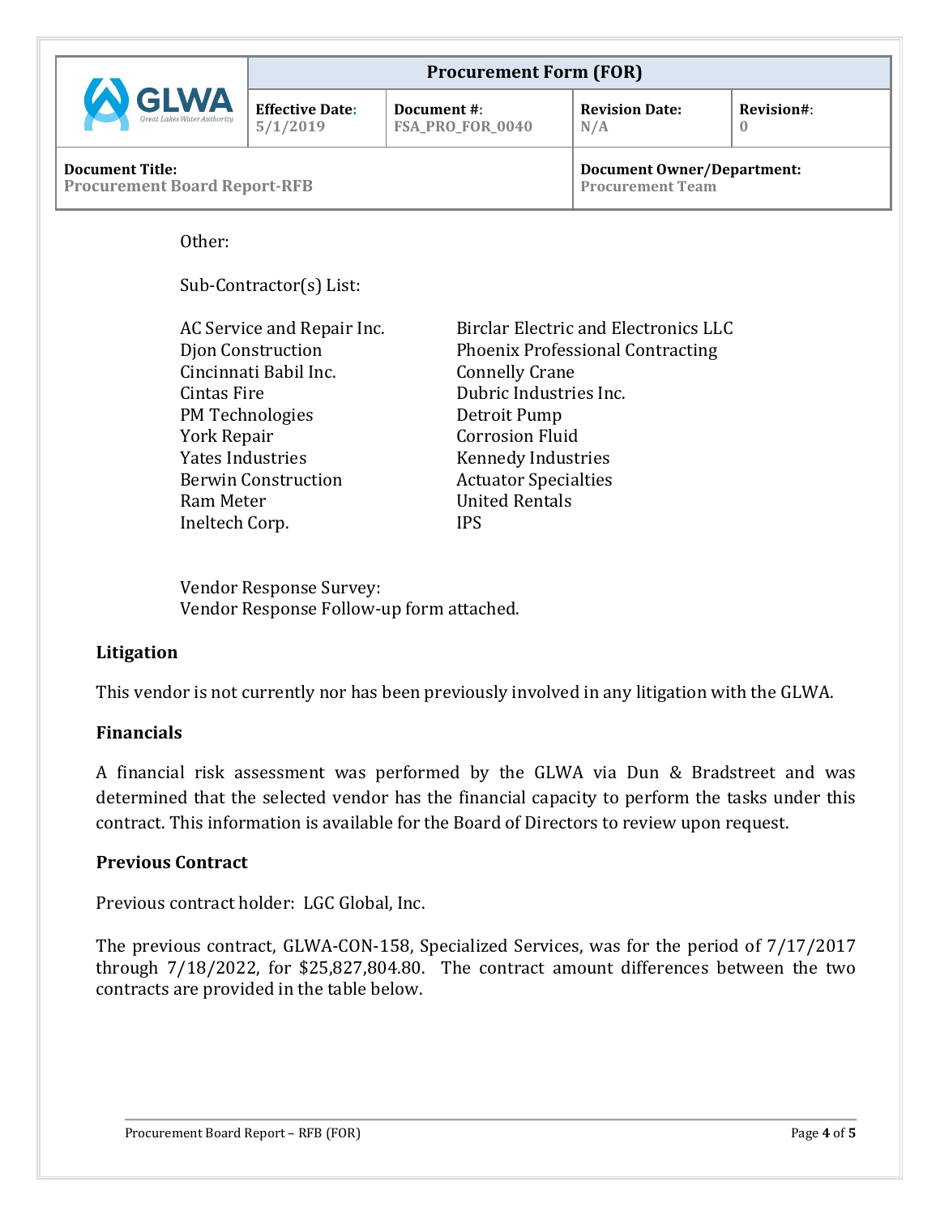Other:

Sub-Contractor(s) List:

| | |
|---|---|
| AC Service and Repair Inc. | Birclar Electric and Electronics LLC |
| Djon Construction | Phoenix Professional Contracting |
| Cincinnati Babil Inc. | Connelly Crane |
| Cintas Fire | Dubric Industries Inc. |
| PM Technologies | Detroit Pump |
| York Repair | Corrosion Fluid |
| Yates Industries | Kennedy Industries |
| Berwin Construction | Actuator Specialties |
| Ram Meter | United Rentals |
| Ineltech Corp. | IPS |

Vendor Response Survey:
Vendor Response Follow-up form attached.

### Litigation

This vendor is not currently nor has been previously involved in any litigation with the GLWA.

### Financials

A financial risk assessment was performed by the GLWA via Dun & Bradstreet and was determined that the selected vendor has the financial capacity to perform the tasks under this contract. This information is available for the Board of Directors to review upon request.

### Previous Contract

Previous contract holder: LGC Global, Inc.

The previous contract, GLWA-CON-158, Specialized Services, was for the period of 7/17/2017 through 7/18/2022, for $25,827,804.80. The contract amount differences between the two contracts are provided in the table below.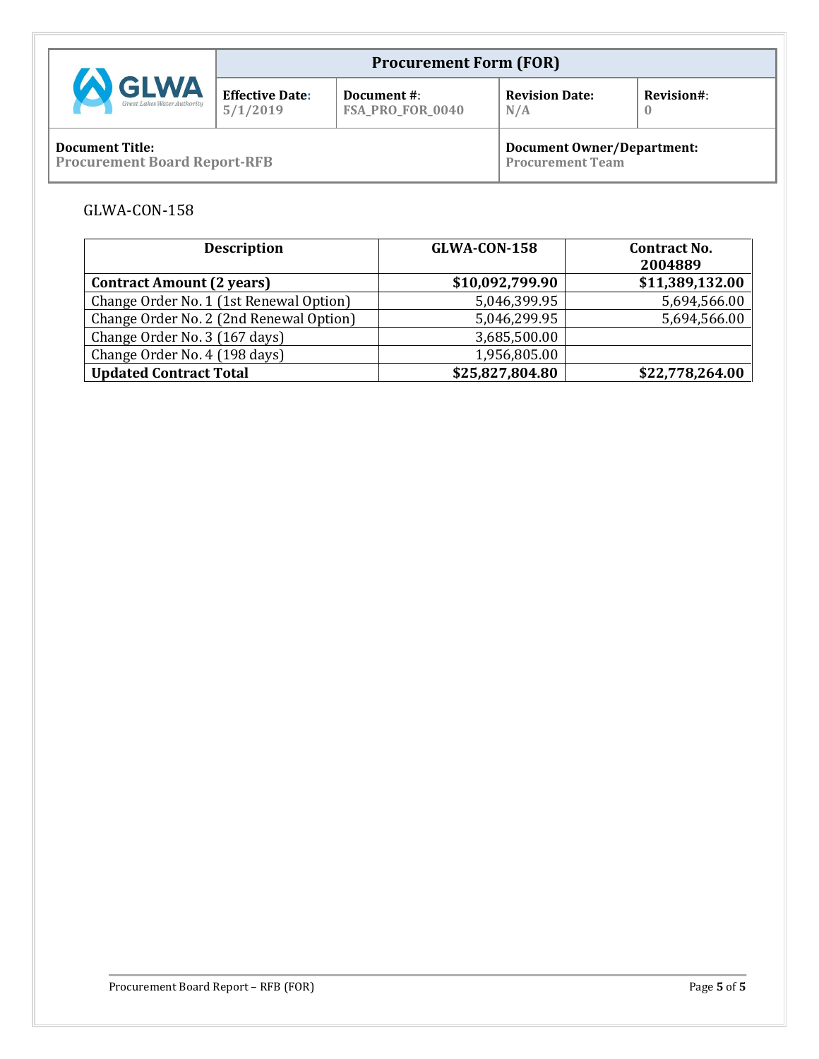| Procurement Form (FOR) | | | | |
|---|---|---|---|---|
| GLWA Great Lakes Water Authority | **Effective Date:** 5/1/2019 | **Document #:** FSA_PRO_FOR_0040 | **Revision Date:** N/A | **Revision#:** 0 |
| **Document Title:** Procurement Board Report-RFB | | | **Document Owner/Department:** Procurement Team | |

GLWA-CON-158

| Description | GLWA-CON-158 | Contract No. 2004889 |
|---|---|---|
| **Contract Amount (2 years)** | **$10,092,799.90** | **$11,389,132.00** |
| Change Order No. 1 (1st Renewal Option) | 5,046,399.95 | 5,694,566.00 |
| Change Order No. 2 (2nd Renewal Option) | 5,046,299.95 | 5,694,566.00 |
| Change Order No. 3 (167 days) | 3,685,500.00 | |
| Change Order No. 4 (198 days) | 1,956,805.00 | |
| **Updated Contract Total** | **$25,827,804.80** | **$22,778,264.00** |